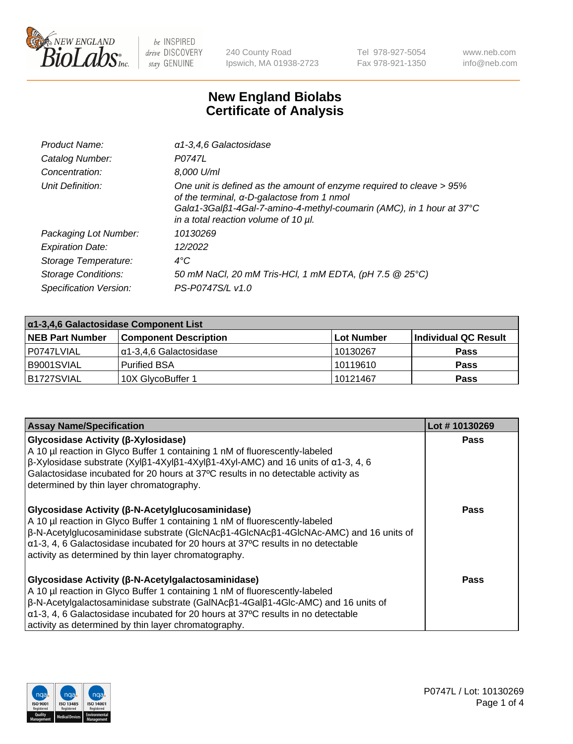# New England Biolabs Certificate of Analysis

| | |
|---|---|
| *Product Name:* | *α1-3,4,6 Galactosidase* |
| *Catalog Number:* | *P0747L* |
| *Concentration:* | *8,000 U/ml* |
| *Unit Definition:* | *One unit is defined as the amount of enzyme required to cleave > 95% of the terminal, α-D-galactose from 1 nmol Galα1-3Galβ1-4Gal-7-amino-4-methyl-coumarin (AMC), in 1 hour at 37°C in a total reaction volume of 10 µl.* |
| *Packaging Lot Number:* | *10130269* |
| *Expiration Date:* | *12/2022* |
| *Storage Temperature:* | *4°C* |
| *Storage Conditions:* | *50 mM NaCl, 20 mM Tris-HCl, 1 mM EDTA, (pH 7.5 @ 25°C)* |
| *Specification Version:* | *PS-P0747S/L v1.0* |

| α1-3,4,6 Galactosidase Component List | | | |
|---|---|---|---|
| **NEB Part Number** | **Component Description** | **Lot Number** | **Individual QC Result** |
| P0747LVIAL | α1-3,4,6 Galactosidase | 10130267 | **Pass** |
| B9001SVIAL | Purified BSA | 10119610 | **Pass** |
| B1727SVIAL | 10X GlycoBuffer 1 | 10121467 | **Pass** |

| Assay Name/Specification | Lot # 10130269 |
|---|---|
| **Glycosidase Activity (β-Xylosidase)**<br>A 10 µl reaction in Glyco Buffer 1 containing 1 nM of fluorescently-labeled β-Xylosidase substrate (Xylβ1-4Xylβ1-4Xylβ1-4Xyl-AMC) and 16 units of α1-3, 4, 6 Galactosidase incubated for 20 hours at 37ºC results in no detectable activity as determined by thin layer chromatography. | **Pass** |
| **Glycosidase Activity (β-N-Acetylglucosaminidase)**<br>A 10 µl reaction in Glyco Buffer 1 containing 1 nM of fluorescently-labeled β-N-Acetylglucosaminidase substrate (GlcNAcβ1-4GlcNAcβ1-4GlcNAc-AMC) and 16 units of α1-3, 4, 6 Galactosidase incubated for 20 hours at 37ºC results in no detectable activity as determined by thin layer chromatography. | **Pass** |
| **Glycosidase Activity (β-N-Acetylgalactosaminidase)**<br>A 10 µl reaction in Glyco Buffer 1 containing 1 nM of fluorescently-labeled β-N-Acetylgalactosaminidase substrate (GalNAcβ1-4Galβ1-4Glc-AMC) and 16 units of α1-3, 4, 6 Galactosidase incubated for 20 hours at 37ºC results in no detectable activity as determined by thin layer chromatography. | **Pass** |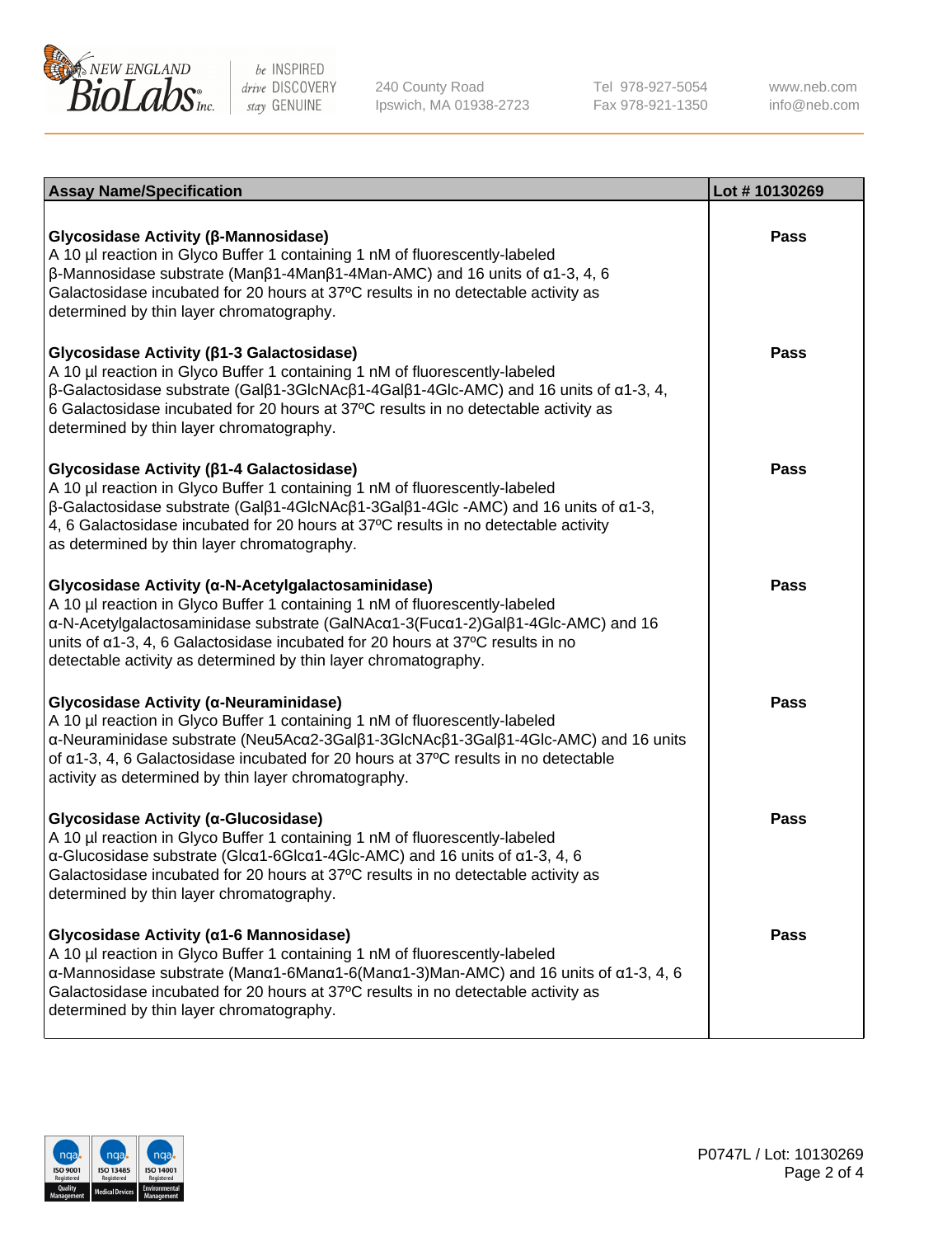| Assay Name/Specification | Lot # 10130269 |
| --- | --- |
| **Glycosidase Activity (β-Mannosidase)**<br>A 10 µl reaction in Glyco Buffer 1 containing 1 nM of fluorescently-labeled β-Mannosidase substrate (Manβ1-4Manβ1-4Man-AMC) and 16 units of α1-3, 4, 6 Galactosidase incubated for 20 hours at 37ºC results in no detectable activity as determined by thin layer chromatography. | Pass |
| **Glycosidase Activity (β1-3 Galactosidase)**<br>A 10 µl reaction in Glyco Buffer 1 containing 1 nM of fluorescently-labeled β-Galactosidase substrate (Galβ1-3GlcNAcβ1-4Galβ1-4Glc-AMC) and 16 units of α1-3, 4, 6 Galactosidase incubated for 20 hours at 37ºC results in no detectable activity as determined by thin layer chromatography. | Pass |
| **Glycosidase Activity (β1-4 Galactosidase)**<br>A 10 µl reaction in Glyco Buffer 1 containing 1 nM of fluorescently-labeled β-Galactosidase substrate (Galβ1-4GlcNAcβ1-3Galβ1-4Glc -AMC) and 16 units of α1-3, 4, 6 Galactosidase incubated for 20 hours at 37ºC results in no detectable activity as determined by thin layer chromatography. | Pass |
| **Glycosidase Activity (α-N-Acetylgalactosaminidase)**<br>A 10 µl reaction in Glyco Buffer 1 containing 1 nM of fluorescently-labeled α-N-Acetylgalactosaminidase substrate (GalNAcα1-3(Fucα1-2)Galβ1-4Glc-AMC) and 16 units of α1-3, 4, 6 Galactosidase incubated for 20 hours at 37ºC results in no detectable activity as determined by thin layer chromatography. | Pass |
| **Glycosidase Activity (α-Neuraminidase)**<br>A 10 µl reaction in Glyco Buffer 1 containing 1 nM of fluorescently-labeled α-Neuraminidase substrate (Neu5Acα2-3Galβ1-3GlcNAcβ1-3Galβ1-4Glc-AMC) and 16 units of α1-3, 4, 6 Galactosidase incubated for 20 hours at 37ºC results in no detectable activity as determined by thin layer chromatography. | Pass |
| **Glycosidase Activity (α-Glucosidase)**<br>A 10 µl reaction in Glyco Buffer 1 containing 1 nM of fluorescently-labeled α-Glucosidase substrate (Glcα1-6Glcα1-4Glc-AMC) and 16 units of α1-3, 4, 6 Galactosidase incubated for 20 hours at 37ºC results in no detectable activity as determined by thin layer chromatography. | Pass |
| **Glycosidase Activity (α1-6 Mannosidase)**<br>A 10 µl reaction in Glyco Buffer 1 containing 1 nM of fluorescently-labeled α-Mannosidase substrate (Manα1-6Manα1-6(Manα1-3)Man-AMC) and 16 units of α1-3, 4, 6 Galactosidase incubated for 20 hours at 37ºC results in no detectable activity as determined by thin layer chromatography. | Pass |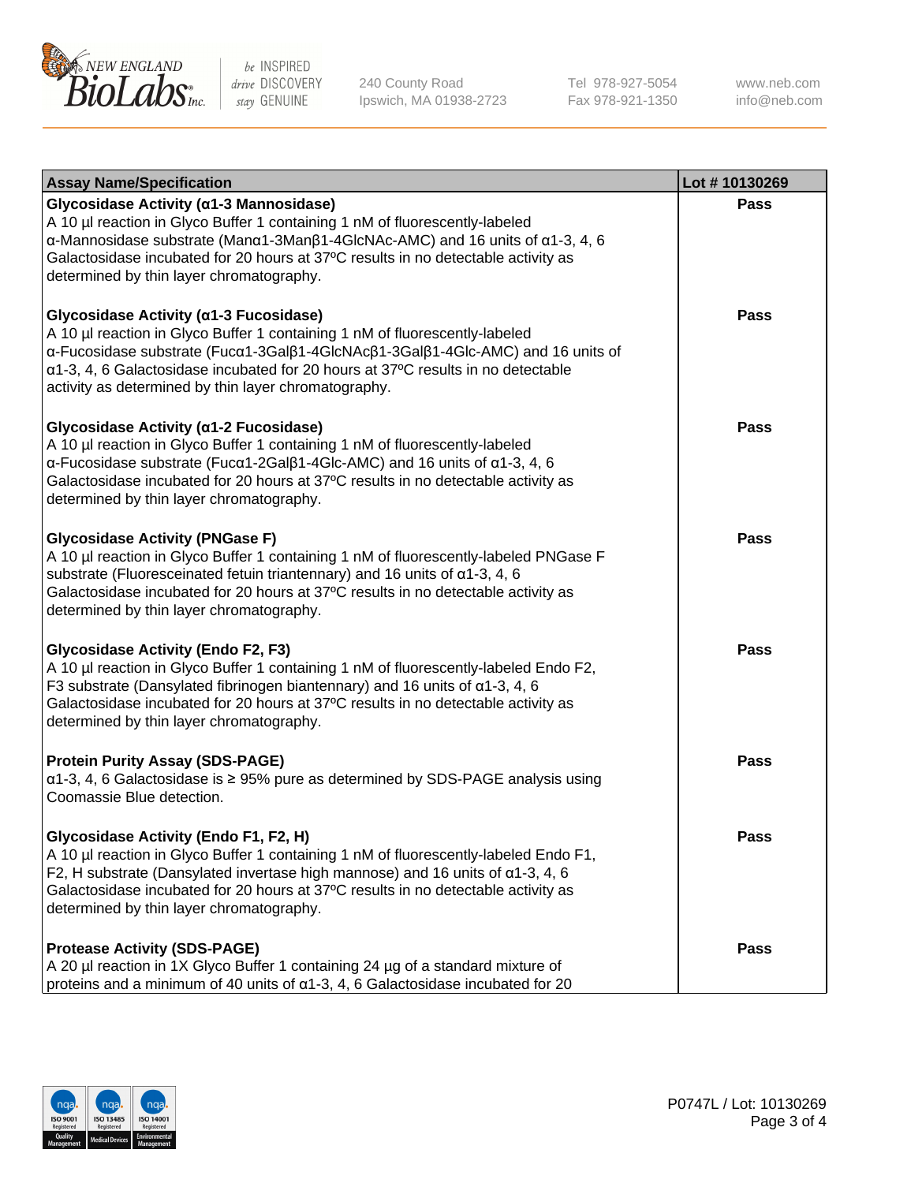| Assay Name/Specification | Lot # 10130269 |
| --- | --- |
| **Glycosidase Activity (α1-3 Mannosidase)**<br>A 10 µl reaction in Glyco Buffer 1 containing 1 nM of fluorescently-labeled α-Mannosidase substrate (Manα1-3Manβ1-4GlcNAc-AMC) and 16 units of α1-3, 4, 6 Galactosidase incubated for 20 hours at 37ºC results in no detectable activity as determined by thin layer chromatography. | Pass |
| **Glycosidase Activity (α1-3 Fucosidase)**<br>A 10 µl reaction in Glyco Buffer 1 containing 1 nM of fluorescently-labeled α-Fucosidase substrate (Fucα1-3Galβ1-4GlcNAcβ1-3Galβ1-4Glc-AMC) and 16 units of α1-3, 4, 6 Galactosidase incubated for 20 hours at 37ºC results in no detectable activity as determined by thin layer chromatography. | Pass |
| **Glycosidase Activity (α1-2 Fucosidase)**<br>A 10 µl reaction in Glyco Buffer 1 containing 1 nM of fluorescently-labeled α-Fucosidase substrate (Fucα1-2Galβ1-4Glc-AMC) and 16 units of α1-3, 4, 6 Galactosidase incubated for 20 hours at 37ºC results in no detectable activity as determined by thin layer chromatography. | Pass |
| **Glycosidase Activity (PNGase F)**<br>A 10 µl reaction in Glyco Buffer 1 containing 1 nM of fluorescently-labeled PNGase F substrate (Fluoresceinated fetuin triantennary) and 16 units of α1-3, 4, 6 Galactosidase incubated for 20 hours at 37ºC results in no detectable activity as determined by thin layer chromatography. | Pass |
| **Glycosidase Activity (Endo F2, F3)**<br>A 10 µl reaction in Glyco Buffer 1 containing 1 nM of fluorescently-labeled Endo F2, F3 substrate (Dansylated fibrinogen biantennary) and 16 units of α1-3, 4, 6 Galactosidase incubated for 20 hours at 37ºC results in no detectable activity as determined by thin layer chromatography. | Pass |
| **Protein Purity Assay (SDS-PAGE)**<br>α1-3, 4, 6 Galactosidase is ≥ 95% pure as determined by SDS-PAGE analysis using Coomassie Blue detection. | Pass |
| **Glycosidase Activity (Endo F1, F2, H)**<br>A 10 µl reaction in Glyco Buffer 1 containing 1 nM of fluorescently-labeled Endo F1, F2, H substrate (Dansylated invertase high mannose) and 16 units of α1-3, 4, 6 Galactosidase incubated for 20 hours at 37ºC results in no detectable activity as determined by thin layer chromatography. | Pass |
| **Protease Activity (SDS-PAGE)**<br>A 20 µl reaction in 1X Glyco Buffer 1 containing 24 µg of a standard mixture of proteins and a minimum of 40 units of α1-3, 4, 6 Galactosidase incubated for 20 | Pass |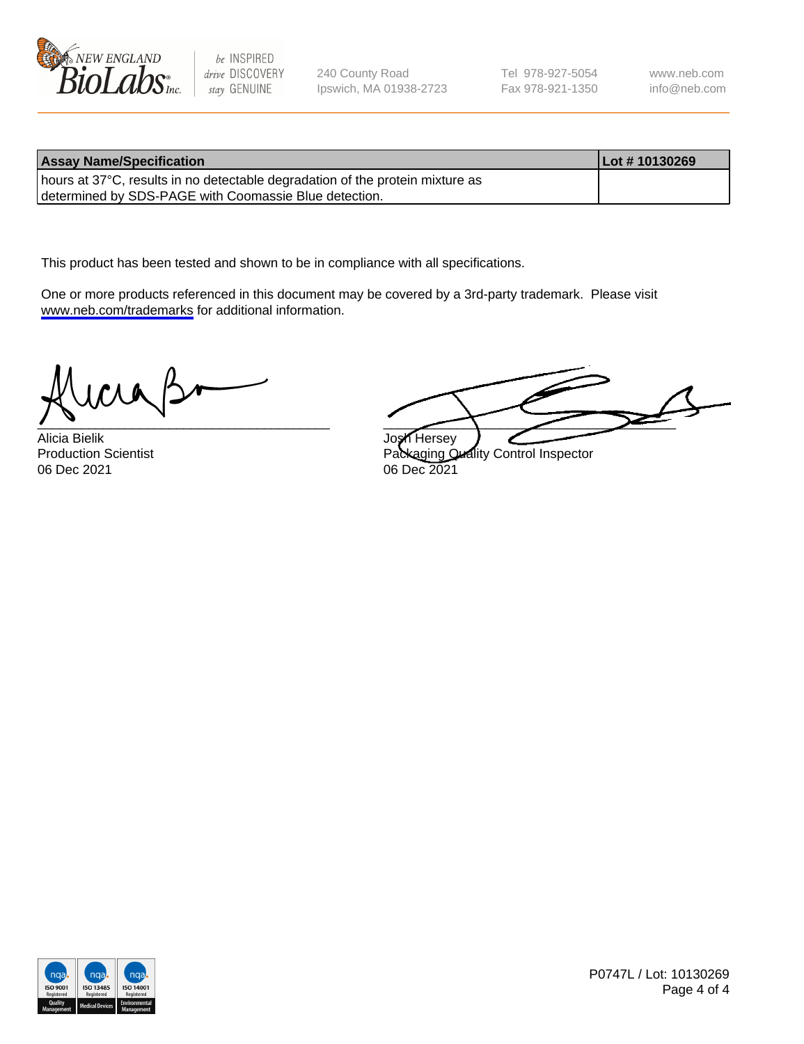| Assay Name/Specification | Lot # 10130269 |
| --- | --- |
| hours at 37°C, results in no detectable degradation of the protein mixture as determined by SDS-PAGE with Coomassie Blue detection. | |

This product has been tested and shown to be in compliance with all specifications.

One or more products referenced in this document may be covered by a 3rd-party trademark. Please visit www.neb.com/trademarks for additional information.

Alicia Bielik
Production Scientist
06 Dec 2021

Josh Hersey
Packaging Quality Control Inspector
06 Dec 2021

P0747L / Lot: 10130269